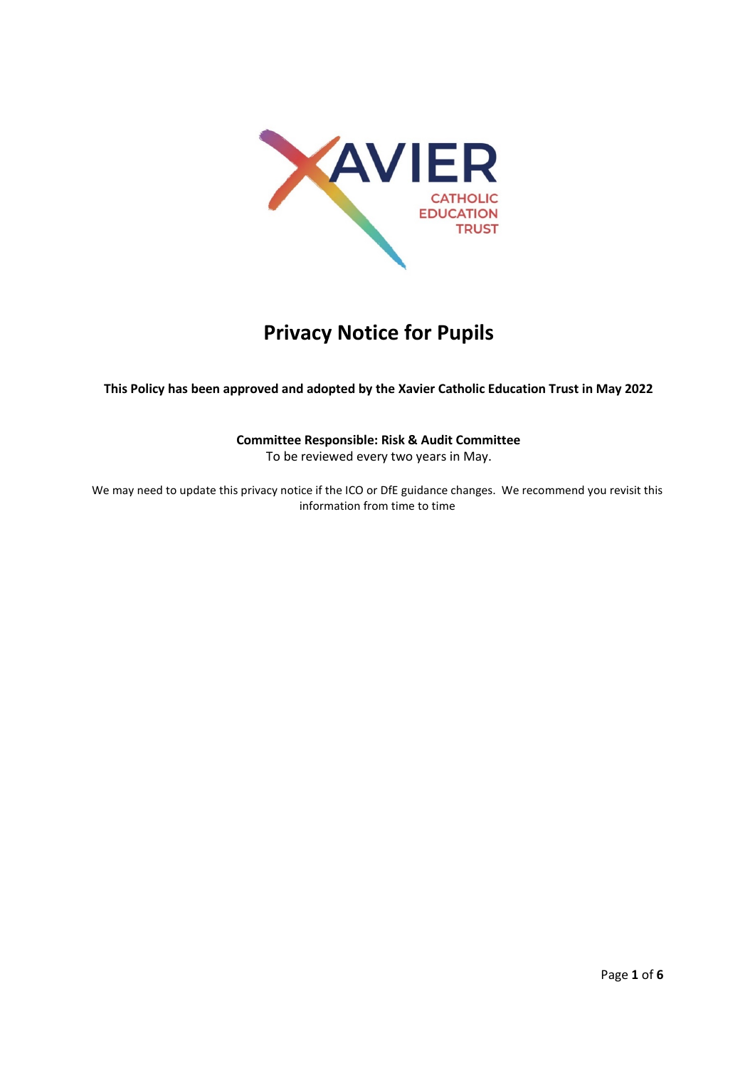# Privacy Notice for Pupils

**This Policy has been approved and adopted by the Xavier Catholic Education Trust in May 2022**

**Committee Responsible: Risk & Audit Committee**
To be reviewed every two years in May.

We may need to update this privacy notice if the ICO or DfE guidance changes. We recommend you revisit this information from time to time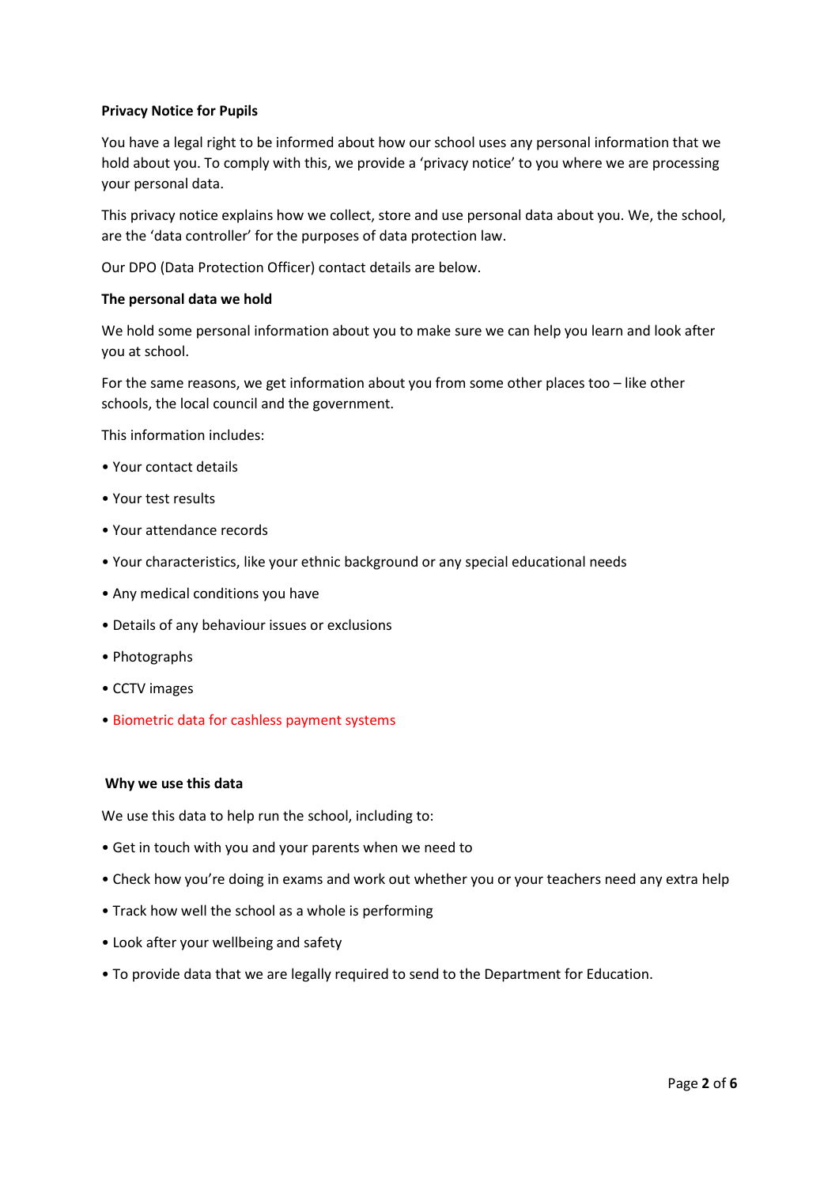**Privacy Notice for Pupils**

You have a legal right to be informed about how our school uses any personal information that we hold about you. To comply with this, we provide a 'privacy notice' to you where we are processing your personal data.

This privacy notice explains how we collect, store and use personal data about you. We, the school, are the 'data controller' for the purposes of data protection law.

Our DPO (Data Protection Officer) contact details are below.

**The personal data we hold**

We hold some personal information about you to make sure we can help you learn and look after you at school.

For the same reasons, we get information about you from some other places too – like other schools, the local council and the government.

This information includes:

- Your contact details
- Your test results
- Your attendance records
- Your characteristics, like your ethnic background or any special educational needs
- Any medical conditions you have
- Details of any behaviour issues or exclusions
- Photographs
- CCTV images
- Biometric data for cashless payment systems

**Why we use this data**

We use this data to help run the school, including to:

- Get in touch with you and your parents when we need to
- Check how you're doing in exams and work out whether you or your teachers need any extra help
- Track how well the school as a whole is performing
- Look after your wellbeing and safety
- To provide data that we are legally required to send to the Department for Education.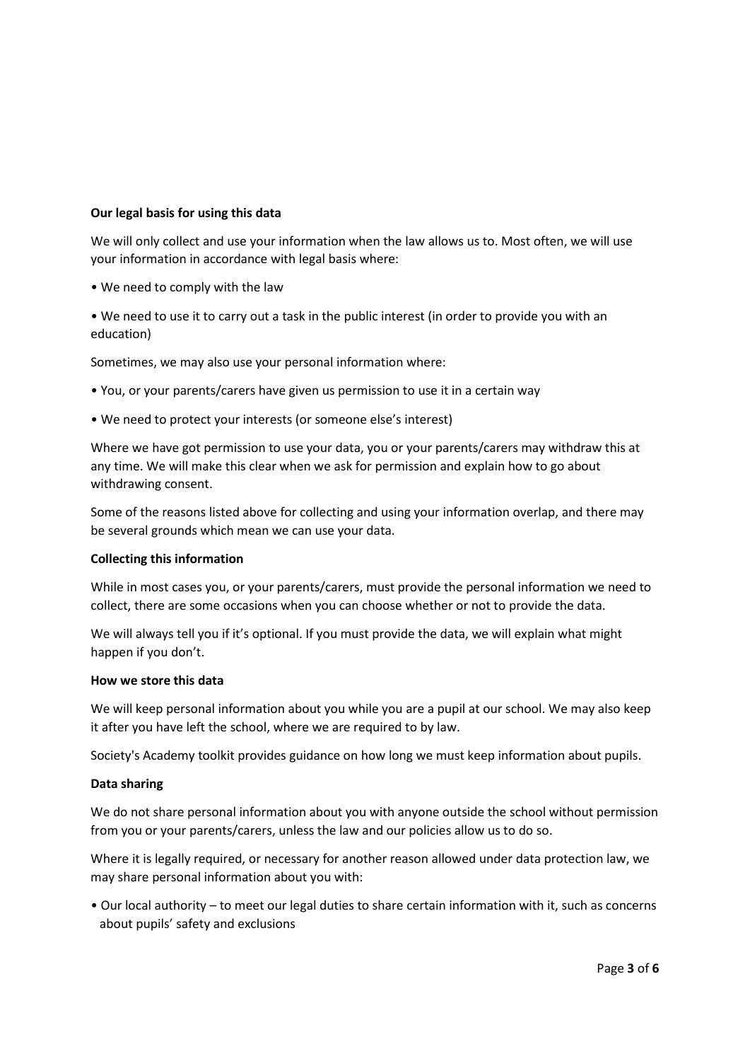**Our legal basis for using this data**

We will only collect and use your information when the law allows us to. Most often, we will use your information in accordance with legal basis where:

- We need to comply with the law
- We need to use it to carry out a task in the public interest (in order to provide you with an education)

Sometimes, we may also use your personal information where:

- You, or your parents/carers have given us permission to use it in a certain way
- We need to protect your interests (or someone else's interest)

Where we have got permission to use your data, you or your parents/carers may withdraw this at any time. We will make this clear when we ask for permission and explain how to go about withdrawing consent.

Some of the reasons listed above for collecting and using your information overlap, and there may be several grounds which mean we can use your data.

**Collecting this information**

While in most cases you, or your parents/carers, must provide the personal information we need to collect, there are some occasions when you can choose whether or not to provide the data.

We will always tell you if it's optional. If you must provide the data, we will explain what might happen if you don't.

**How we store this data**

We will keep personal information about you while you are a pupil at our school. We may also keep it after you have left the school, where we are required to by law.

Society's Academy toolkit provides guidance on how long we must keep information about pupils.

**Data sharing**

We do not share personal information about you with anyone outside the school without permission from you or your parents/carers, unless the law and our policies allow us to do so.

Where it is legally required, or necessary for another reason allowed under data protection law, we may share personal information about you with:

- Our local authority – to meet our legal duties to share certain information with it, such as concerns about pupils' safety and exclusions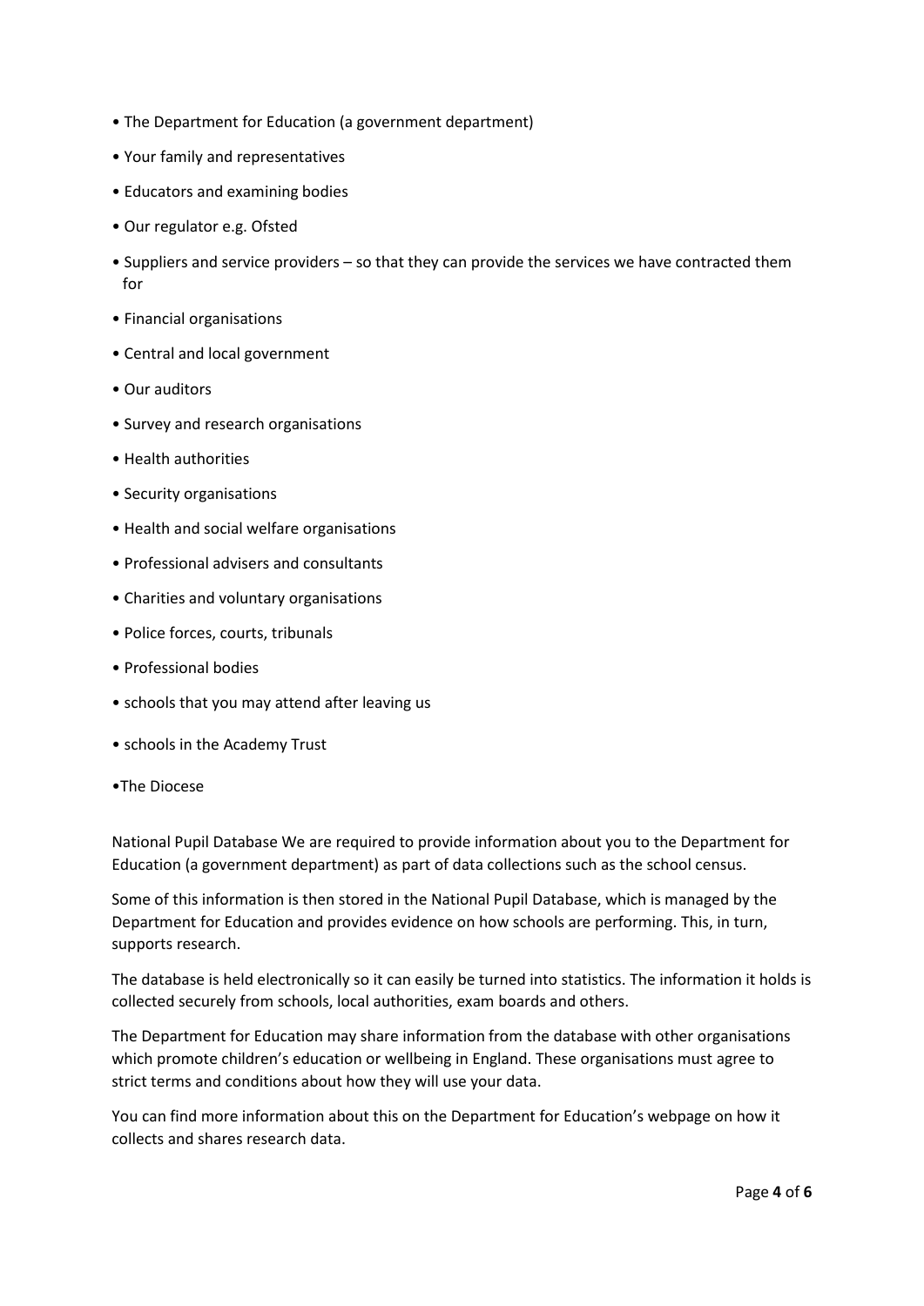- The Department for Education (a government department)
- Your family and representatives
- Educators and examining bodies
- Our regulator e.g. Ofsted
- Suppliers and service providers – so that they can provide the services we have contracted them for
- Financial organisations
- Central and local government
- Our auditors
- Survey and research organisations
- Health authorities
- Security organisations
- Health and social welfare organisations
- Professional advisers and consultants
- Charities and voluntary organisations
- Police forces, courts, tribunals
- Professional bodies
- schools that you may attend after leaving us
- schools in the Academy Trust
- The Diocese

National Pupil Database We are required to provide information about you to the Department for Education (a government department) as part of data collections such as the school census.

Some of this information is then stored in the National Pupil Database, which is managed by the Department for Education and provides evidence on how schools are performing. This, in turn, supports research.

The database is held electronically so it can easily be turned into statistics. The information it holds is collected securely from schools, local authorities, exam boards and others.

The Department for Education may share information from the database with other organisations which promote children's education or wellbeing in England. These organisations must agree to strict terms and conditions about how they will use your data.

You can find more information about this on the Department for Education's webpage on how it collects and shares research data.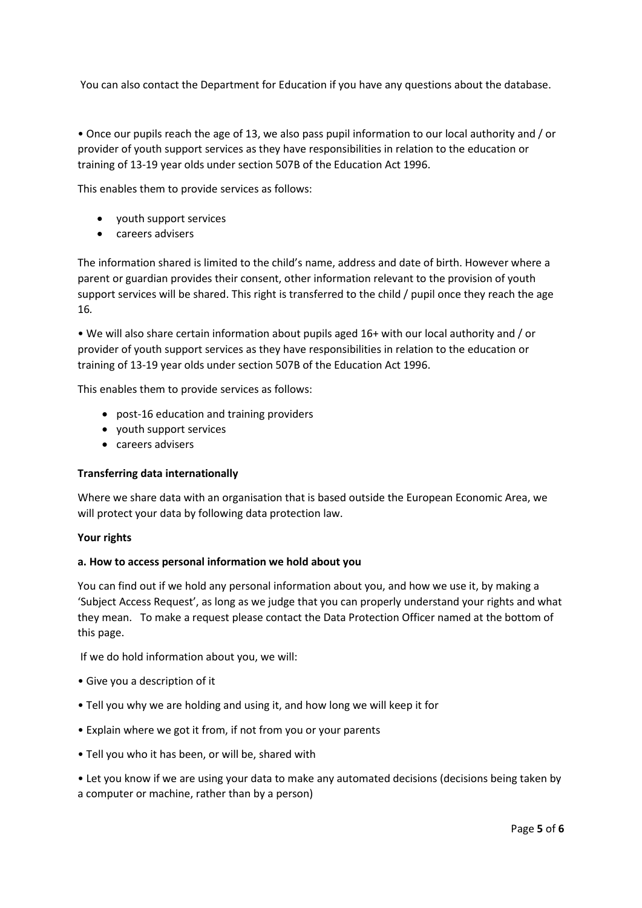You can also contact the Department for Education if you have any questions about the database.

• Once our pupils reach the age of 13, we also pass pupil information to our local authority and / or provider of youth support services as they have responsibilities in relation to the education or training of 13-19 year olds under section 507B of the Education Act 1996.

This enables them to provide services as follows:

- youth support services
- careers advisers

The information shared is limited to the child's name, address and date of birth. However where a parent or guardian provides their consent, other information relevant to the provision of youth support services will be shared. This right is transferred to the child / pupil once they reach the age 16.

• We will also share certain information about pupils aged 16+ with our local authority and / or provider of youth support services as they have responsibilities in relation to the education or training of 13-19 year olds under section 507B of the Education Act 1996.

This enables them to provide services as follows:

- post-16 education and training providers
- youth support services
- careers advisers

**Transferring data internationally**

Where we share data with an organisation that is based outside the European Economic Area, we will protect your data by following data protection law.

**Your rights**

**a. How to access personal information we hold about you**

You can find out if we hold any personal information about you, and how we use it, by making a 'Subject Access Request', as long as we judge that you can properly understand your rights and what they mean. To make a request please contact the Data Protection Officer named at the bottom of this page.

If we do hold information about you, we will:

• Give you a description of it

• Tell you why we are holding and using it, and how long we will keep it for

• Explain where we got it from, if not from you or your parents

• Tell you who it has been, or will be, shared with

• Let you know if we are using your data to make any automated decisions (decisions being taken by a computer or machine, rather than by a person)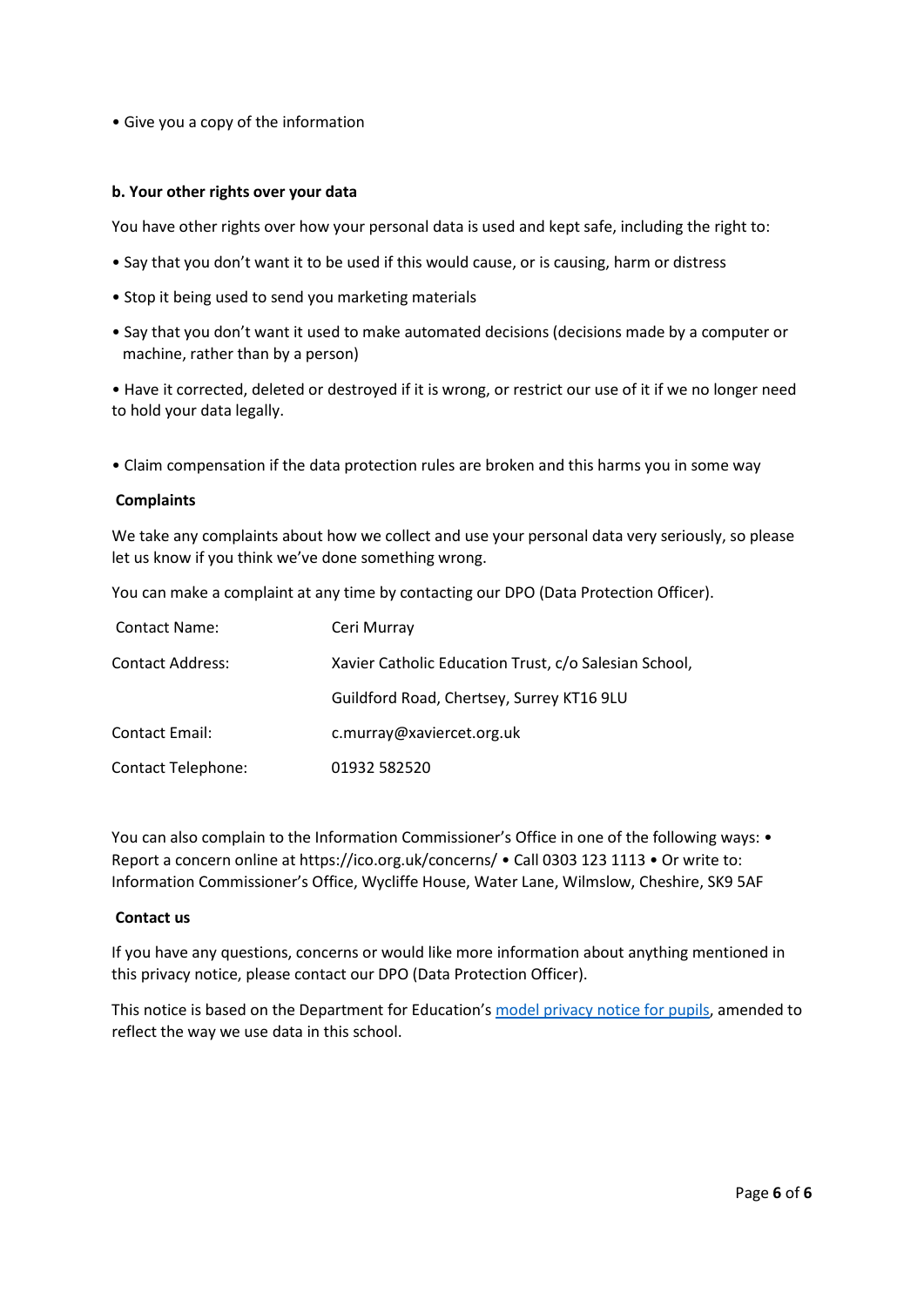• Give you a copy of the information

**b. Your other rights over your data**

You have other rights over how your personal data is used and kept safe, including the right to:

• Say that you don't want it to be used if this would cause, or is causing, harm or distress

• Stop it being used to send you marketing materials

• Say that you don't want it used to make automated decisions (decisions made by a computer or machine, rather than by a person)

• Have it corrected, deleted or destroyed if it is wrong, or restrict our use of it if we no longer need to hold your data legally.

• Claim compensation if the data protection rules are broken and this harms you in some way

**Complaints**

We take any complaints about how we collect and use your personal data very seriously, so please let us know if you think we've done something wrong.

You can make a complaint at any time by contacting our DPO (Data Protection Officer).

| | |
|---|---|
| Contact Name: | Ceri Murray |
| Contact Address: | Xavier Catholic Education Trust, c/o Salesian School, |
| | Guildford Road, Chertsey, Surrey KT16 9LU |
| Contact Email: | c.murray@xaviercet.org.uk |
| Contact Telephone: | 01932 582520 |

You can also complain to the Information Commissioner's Office in one of the following ways: • Report a concern online at https://ico.org.uk/concerns/ • Call 0303 123 1113 • Or write to: Information Commissioner's Office, Wycliffe House, Water Lane, Wilmslow, Cheshire, SK9 5AF

**Contact us**

If you have any questions, concerns or would like more information about anything mentioned in this privacy notice, please contact our DPO (Data Protection Officer).

This notice is based on the Department for Education's model privacy notice for pupils, amended to reflect the way we use data in this school.